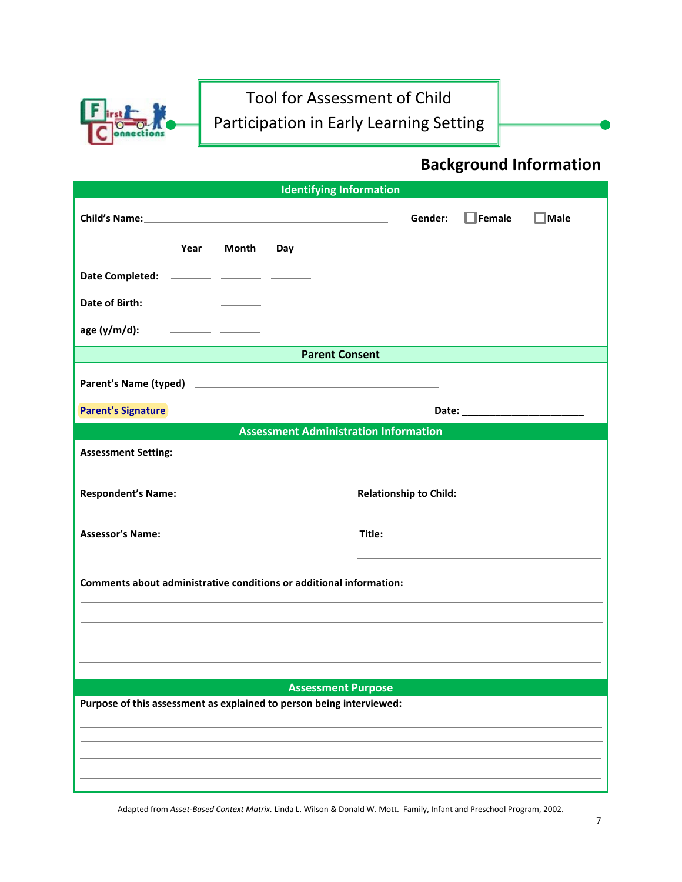# Tool for Assessment of Child Participation in Early Learning Setting

## Background Information

### Identifying Information

**Child's Name:** ______________________________ **Gender:** ☐ Female ☐ Male

| | Year | Month | Day |
|---|---|---|---|
| **Date Completed:** | ______ | ______ | ______ |
| **Date of Birth:** | ______ | ______ | ______ |
| **age (y/m/d):** | ______ | ______ | ______ |

### Parent Consent

**Parent's Name (typed)** ______________________________

**Parent's Signature** ______________________________ **Date:** ____________________

### Assessment Administration Information

**Assessment Setting:**

______________________________

**Respondent's Name:** ______________________________ **Relationship to Child:** ______________________________

**Assessor's Name:** ______________________________ **Title:** ______________________________

**Comments about administrative conditions or additional information:**

______________________________

______________________________

______________________________

______________________________

### Assessment Purpose

**Purpose of this assessment as explained to person being interviewed:**

______________________________

______________________________

______________________________

______________________________

Adapted from *Asset-Based Context Matrix.* Linda L. Wilson & Donald W. Mott. Family, Infant and Preschool Program, 2002.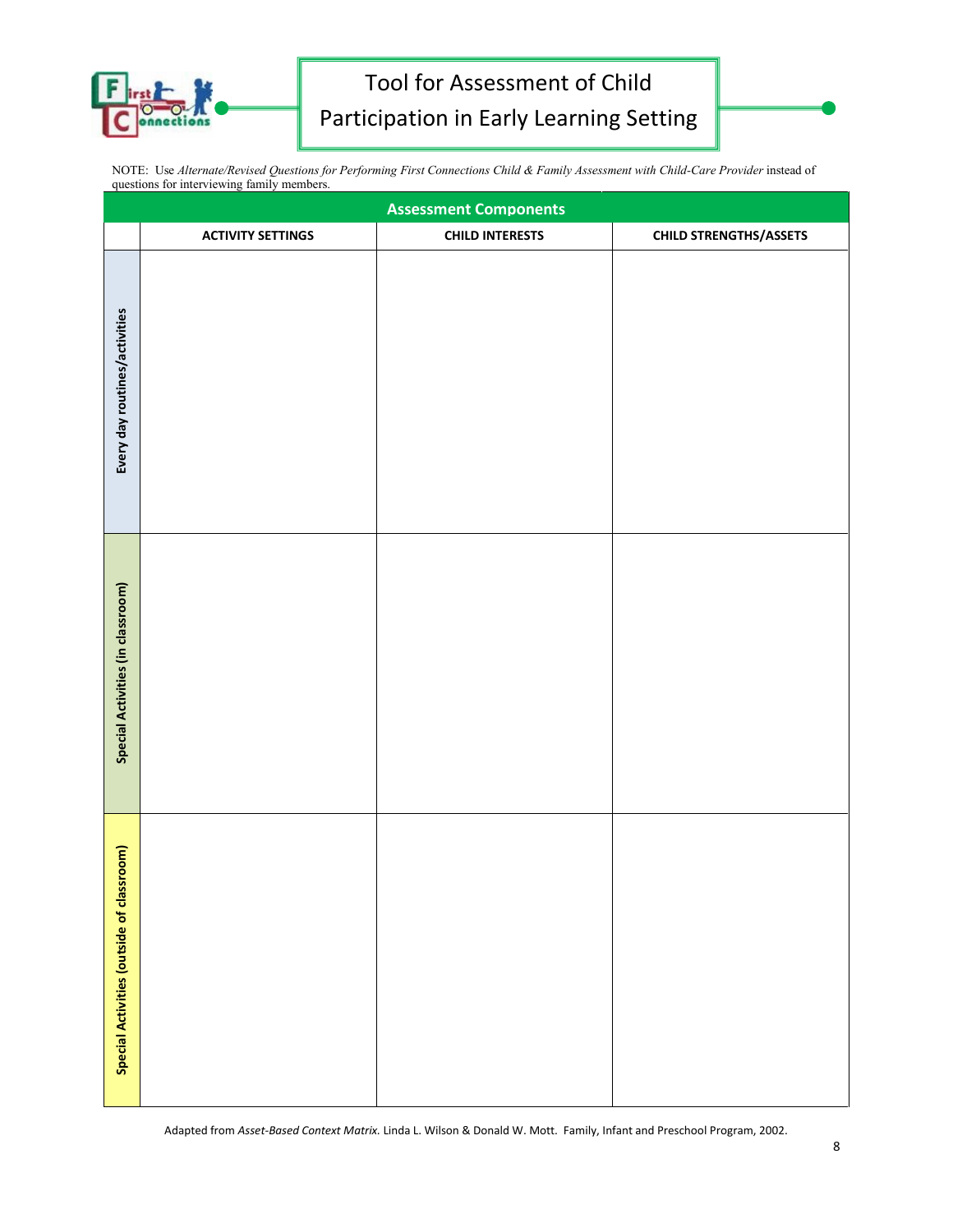# Tool for Assessment of Child Participation in Early Learning Setting

NOTE: Use *Alternate/Revised Questions for Performing First Connections Child & Family Assessment with Child-Care Provider* instead of questions for interviewing family members.

| Assessment Components | | | |
|---|---|---|---|
| | **ACTIVITY SETTINGS** | **CHILD INTERESTS** | **CHILD STRENGTHS/ASSETS** |
| **Every day routines/activities** | | | |
| **Special Activities (in classroom)** | | | |
| **Special Activities (outside of classroom)** | | | |

Adapted from *Asset-Based Context Matrix.* Linda L. Wilson & Donald W. Mott. Family, Infant and Preschool Program, 2002.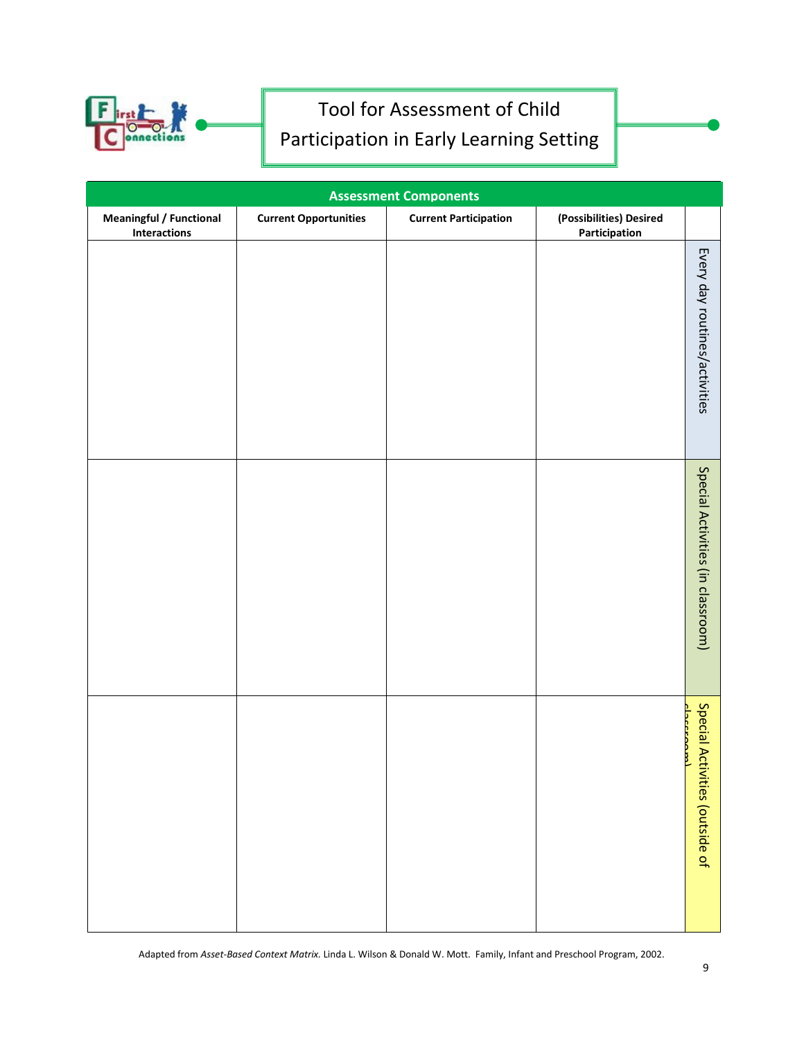# Tool for Assessment of Child Participation in Early Learning Setting

| Assessment Components | | | | |
|---|---|---|---|---|
| **Meaningful / Functional Interactions** | **Current Opportunities** | **Current Participation** | **(Possibilities) Desired Participation** | |
| | | | | Every day routines/activities |
| | | | | Special Activities (in classroom) |
| | | | | Special Activities (outside of classroom) |

Adapted from *Asset-Based Context Matrix.* Linda L. Wilson & Donald W. Mott. Family, Infant and Preschool Program, 2002.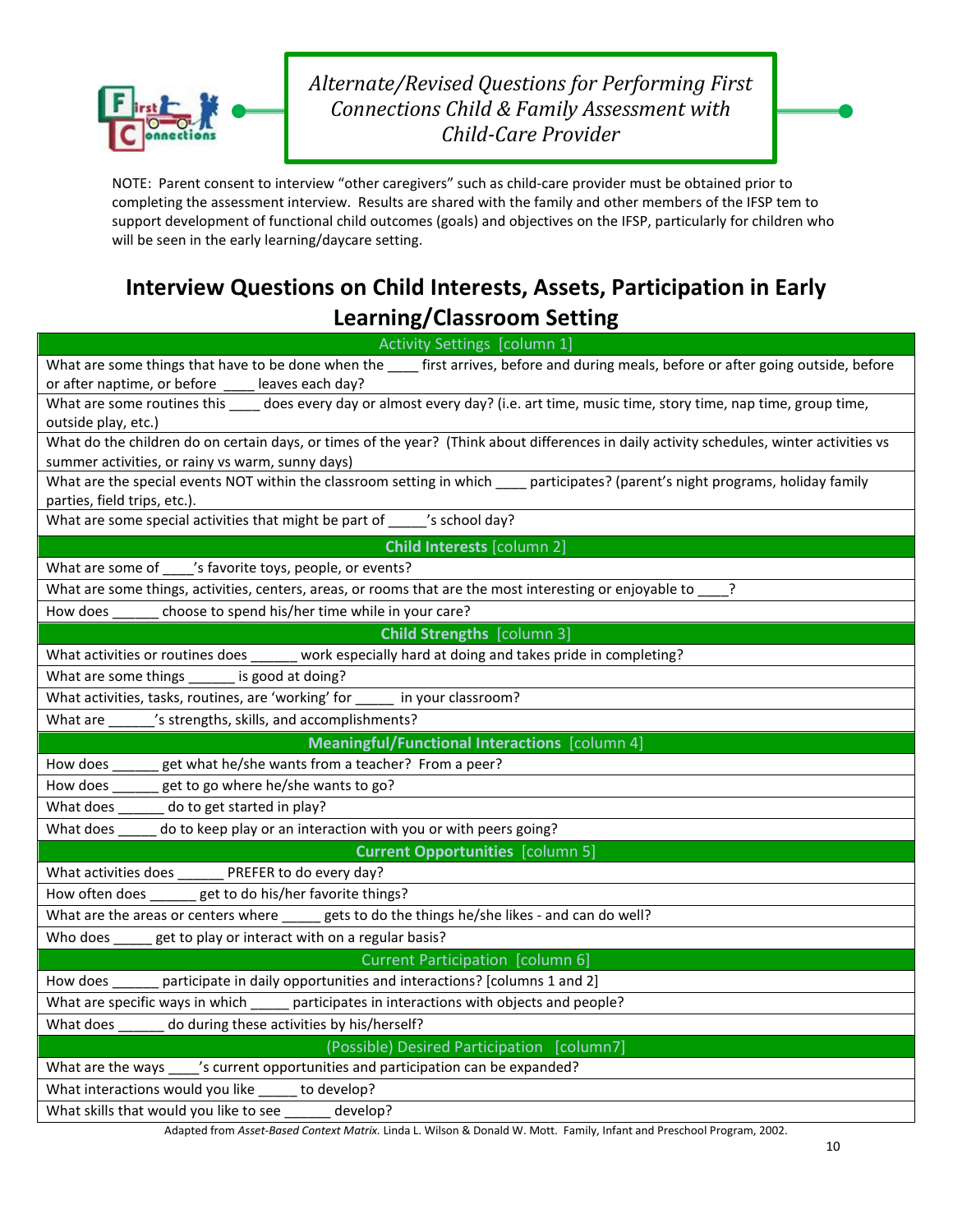*Alternate/Revised Questions for Performing First Connections Child & Family Assessment with Child-Care Provider*

NOTE: Parent consent to interview "other caregivers" such as child-care provider must be obtained prior to completing the assessment interview. Results are shared with the family and other members of the IFSP tem to support development of functional child outcomes (goals) and objectives on the IFSP, particularly for children who will be seen in the early learning/daycare setting.

# Interview Questions on Child Interests, Assets, Participation in Early Learning/Classroom Setting

| Activity Settings [column 1] |
|---|
| What are some things that have to be done when the ____ first arrives, before and during meals, before or after going outside, before or after naptime, or before ____ leaves each day? |
| What are some routines this ____ does every day or almost every day? (i.e. art time, music time, story time, nap time, group time, outside play, etc.) |
| What do the children do on certain days, or times of the year? (Think about differences in daily activity schedules, winter activities vs summer activities, or rainy vs warm, sunny days) |
| What are the special events NOT within the classroom setting in which ____ participates? (parent's night programs, holiday family parties, field trips, etc.). |
| What are some special activities that might be part of _____'s school day? |
| **Child Interests** [column 2] |
| What are some of ____'s favorite toys, people, or events? |
| What are some things, activities, centers, areas, or rooms that are the most interesting or enjoyable to ____? |
| How does ______ choose to spend his/her time while in your care? |
| **Child Strengths** [column 3] |
| What activities or routines does ______ work especially hard at doing and takes pride in completing? |
| What are some things ______ is good at doing? |
| What activities, tasks, routines, are 'working' for _____ in your classroom? |
| What are ______'s strengths, skills, and accomplishments? |
| **Meaningful/Functional Interactions** [column 4] |
| How does ______ get what he/she wants from a teacher? From a peer? |
| How does ______ get to go where he/she wants to go? |
| What does ______ do to get started in play? |
| What does _____ do to keep play or an interaction with you or with peers going? |
| **Current Opportunities** [column 5] |
| What activities does ______ PREFER to do every day? |
| How often does ______ get to do his/her favorite things? |
| What are the areas or centers where _____ gets to do the things he/she likes - and can do well? |
| Who does _____ get to play or interact with on a regular basis? |
| Current Participation [column 6] |
| How does ______ participate in daily opportunities and interactions? [columns 1 and 2] |
| What are specific ways in which _____ participates in interactions with objects and people? |
| What does ______ do during these activities by his/herself? |
| (Possible) Desired Participation [column7] |
| What are the ways ____'s current opportunities and participation can be expanded? |
| What interactions would you like _____ to develop? |
| What skills that would you like to see ______ develop? |

Adapted from *Asset-Based Context Matrix*. Linda L. Wilson & Donald W. Mott. Family, Infant and Preschool Program, 2002.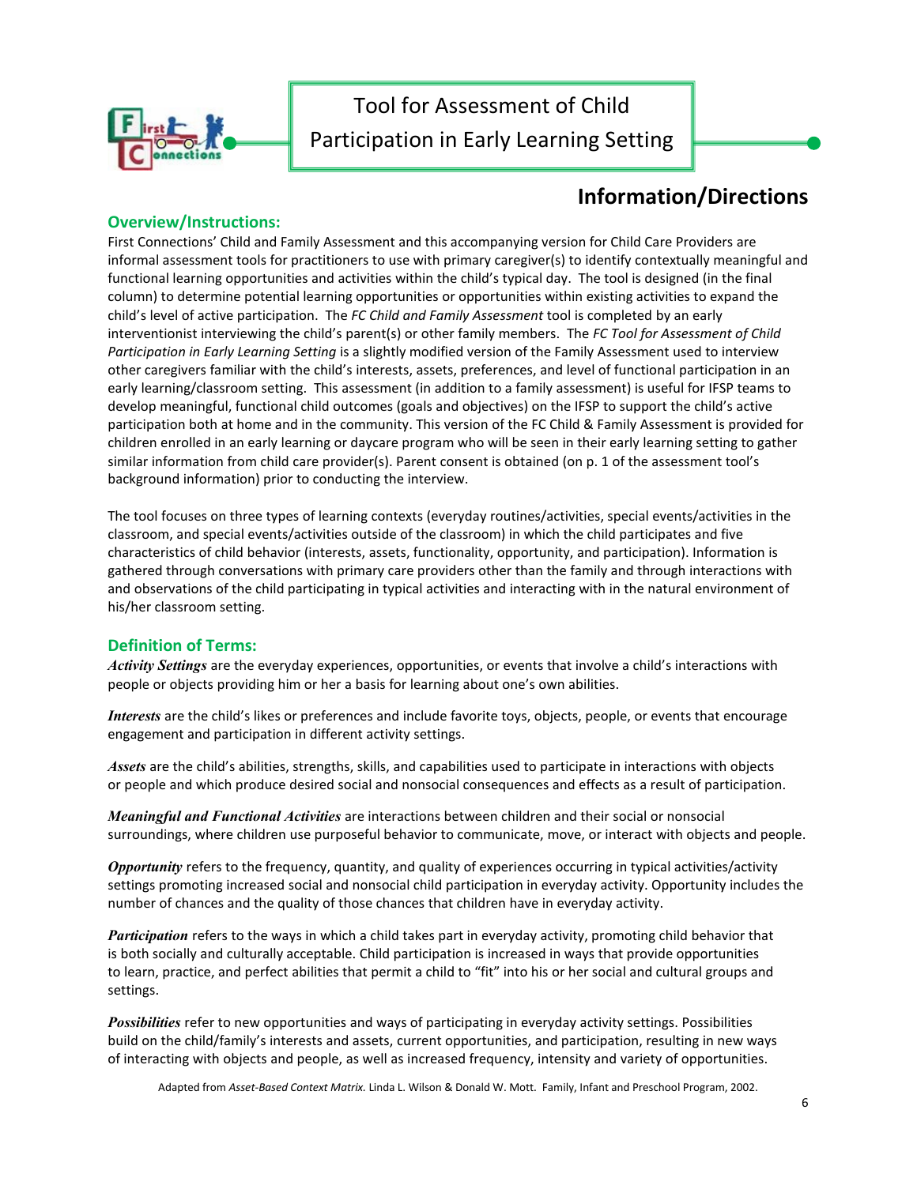# Tool for Assessment of Child Participation in Early Learning Setting

## Information/Directions

### Overview/Instructions:

First Connections' Child and Family Assessment and this accompanying version for Child Care Providers are informal assessment tools for practitioners to use with primary caregiver(s) to identify contextually meaningful and functional learning opportunities and activities within the child's typical day. The tool is designed (in the final column) to determine potential learning opportunities or opportunities within existing activities to expand the child's level of active participation. The *FC Child and Family Assessment* tool is completed by an early interventionist interviewing the child's parent(s) or other family members. The *FC Tool for Assessment of Child Participation in Early Learning Setting* is a slightly modified version of the Family Assessment used to interview other caregivers familiar with the child's interests, assets, preferences, and level of functional participation in an early learning/classroom setting. This assessment (in addition to a family assessment) is useful for IFSP teams to develop meaningful, functional child outcomes (goals and objectives) on the IFSP to support the child's active participation both at home and in the community. This version of the FC Child & Family Assessment is provided for children enrolled in an early learning or daycare program who will be seen in their early learning setting to gather similar information from child care provider(s). Parent consent is obtained (on p. 1 of the assessment tool's background information) prior to conducting the interview.

The tool focuses on three types of learning contexts (everyday routines/activities, special events/activities in the classroom, and special events/activities outside of the classroom) in which the child participates and five characteristics of child behavior (interests, assets, functionality, opportunity, and participation). Information is gathered through conversations with primary care providers other than the family and through interactions with and observations of the child participating in typical activities and interacting with in the natural environment of his/her classroom setting.

### Definition of Terms:

***Activity Settings*** are the everyday experiences, opportunities, or events that involve a child's interactions with people or objects providing him or her a basis for learning about one's own abilities.

***Interests*** are the child's likes or preferences and include favorite toys, objects, people, or events that encourage engagement and participation in different activity settings.

***Assets*** are the child's abilities, strengths, skills, and capabilities used to participate in interactions with objects or people and which produce desired social and nonsocial consequences and effects as a result of participation.

***Meaningful and Functional Activities*** are interactions between children and their social or nonsocial surroundings, where children use purposeful behavior to communicate, move, or interact with objects and people.

***Opportunity*** refers to the frequency, quantity, and quality of experiences occurring in typical activities/activity settings promoting increased social and nonsocial child participation in everyday activity. Opportunity includes the number of chances and the quality of those chances that children have in everyday activity.

***Participation*** refers to the ways in which a child takes part in everyday activity, promoting child behavior that is both socially and culturally acceptable. Child participation is increased in ways that provide opportunities to learn, practice, and perfect abilities that permit a child to "fit" into his or her social and cultural groups and settings.

***Possibilities*** refer to new opportunities and ways of participating in everyday activity settings. Possibilities build on the child/family's interests and assets, current opportunities, and participation, resulting in new ways of interacting with objects and people, as well as increased frequency, intensity and variety of opportunities.

Adapted from *Asset-Based Context Matrix.* Linda L. Wilson & Donald W. Mott. Family, Infant and Preschool Program, 2002.